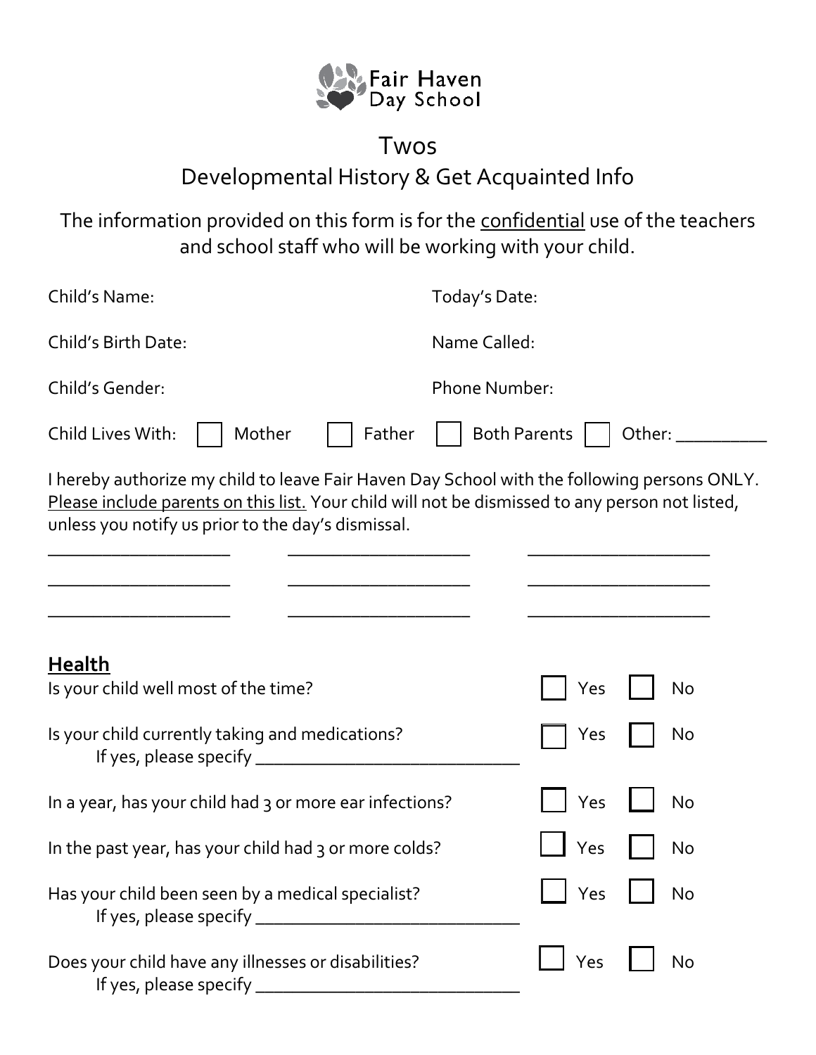Fair Haven Day School

# Twos

## Developmental History & Get Acquainted Info

The information provided on this form is for the confidential use of the teachers and school staff who will be working with your child.

Child's Name: Today's Date:

Child's Birth Date: Name Called:

Child's Gender: Phone Number:

Child Lives With: ☐ Mother ☐ Father ☐ Both Parents ☐ Other: __________

I hereby authorize my child to leave Fair Haven Day School with the following persons ONLY. Please include parents on this list. Your child will not be dismissed to any person not listed, unless you notify us prior to the day's dismissal.

____________________ ____________________ ____________________

____________________ ____________________ ____________________

____________________ ____________________ ____________________

## Health

Is your child well most of the time? ☐ Yes ☐ No

Is your child currently taking and medications? ☐ Yes ☐ No
If yes, please specify ______________________________

In a year, has your child had 3 or more ear infections? ☐ Yes ☐ No

In the past year, has your child had 3 or more colds? ☐ Yes ☐ No

Has your child been seen by a medical specialist? ☐ Yes ☐ No
If yes, please specify ______________________________

Does your child have any illnesses or disabilities? ☐ Yes ☐ No
If yes, please specify ______________________________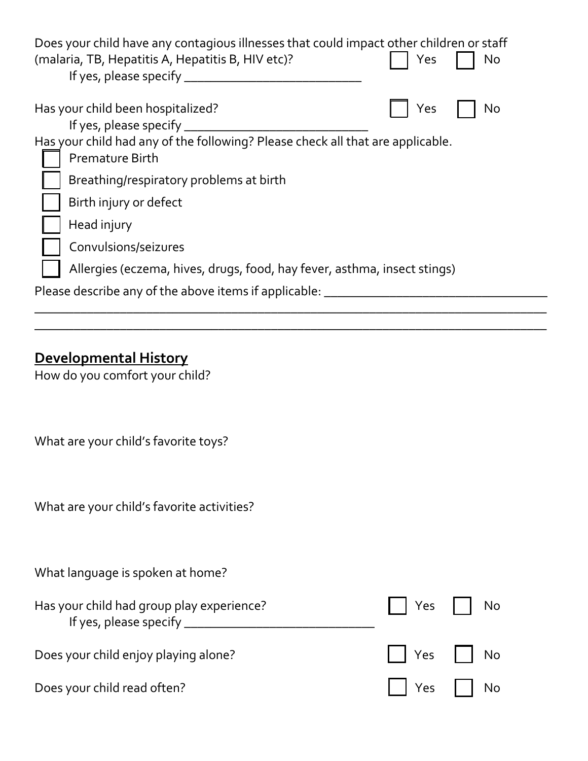Does your child have any contagious illnesses that could impact other children or staff (malaria, TB, Hepatitis A, Hepatitis B, HIV etc)? ☐ Yes ☐ No

If yes, please specify ___________________________

Has your child been hospitalized? ☐ Yes ☐ No

If yes, please specify ____________________________

Has your child had any of the following? Please check all that are applicable.

- ☐ Premature Birth
- ☐ Breathing/respiratory problems at birth
- ☐ Birth injury or defect
- ☐ Head injury
- ☐ Convulsions/seizures
- ☐ Allergies (eczema, hives, drugs, food, hay fever, asthma, insect stings)

Please describe any of the above items if applicable: _________________________________

_______________________________________________________________________________

_______________________________________________________________________________

## Developmental History

How do you comfort your child?

What are your child's favorite toys?

What are your child's favorite activities?

What language is spoken at home?

Has your child had group play experience? ☐ Yes ☐ No

If yes, please specify ____________________________

Does your child enjoy playing alone? ☐ Yes ☐ No

Does your child read often? ☐ Yes ☐ No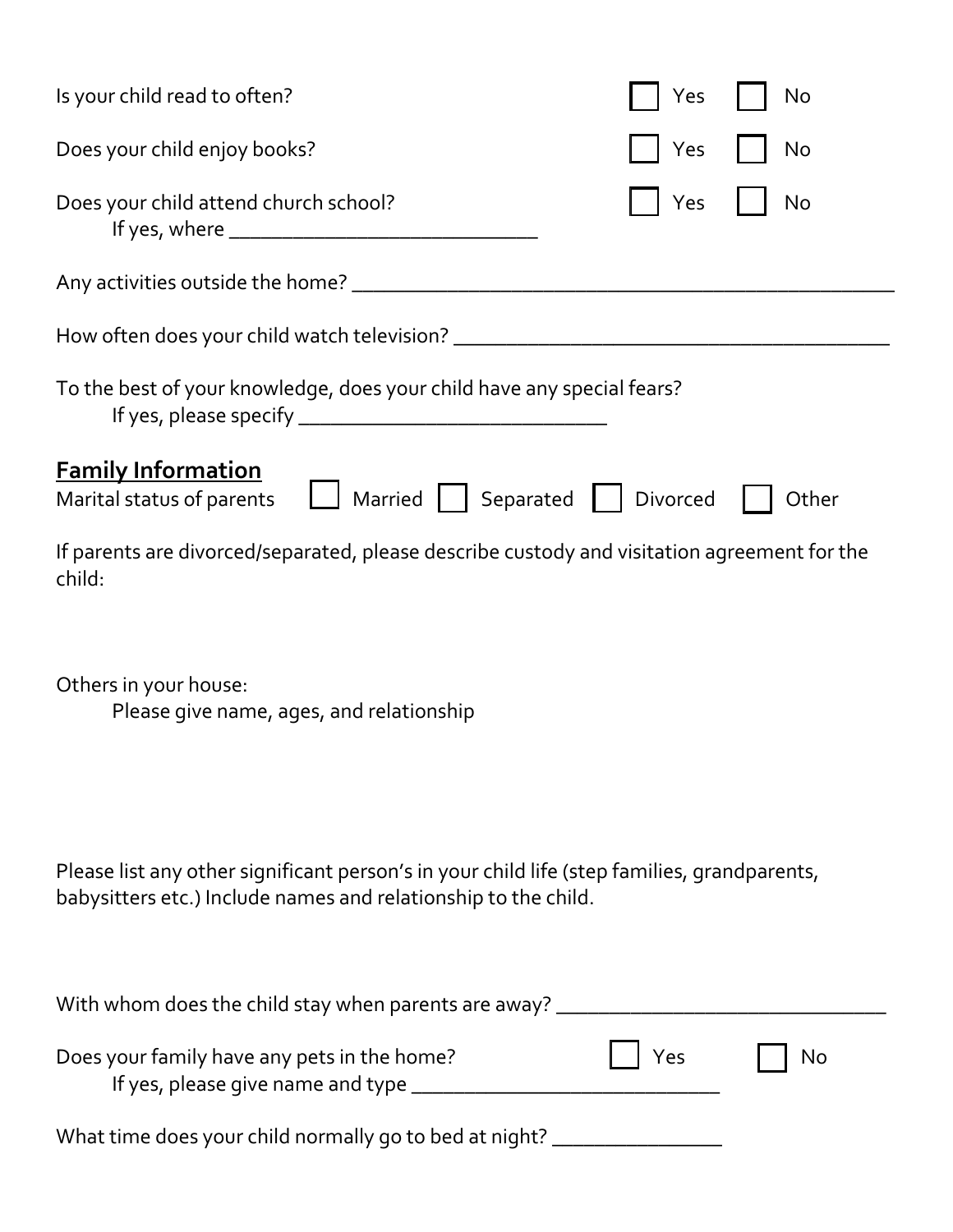Is your child read to often? ☐ Yes ☐ No

Does your child enjoy books? ☐ Yes ☐ No

Does your child attend church school? ☐ Yes ☐ No
If yes, where ______________________________

Any activities outside the home? ____________________________________________________

How often does your child watch television? __________________________________________

To the best of your knowledge, does your child have any special fears?
If yes, please specify ______________________________

## Family Information

Marital status of parents ☐ Married ☐ Separated ☐ Divorced ☐ Other

If parents are divorced/separated, please describe custody and visitation agreement for the child:

Others in your house:
Please give name, ages, and relationship

Please list any other significant person's in your child life (step families, grandparents, babysitters etc.) Include names and relationship to the child.

With whom does the child stay when parents are away? ________________________________

Does your family have any pets in the home? ☐ Yes ☐ No
If yes, please give name and type ______________________________

What time does your child normally go to bed at night? ________________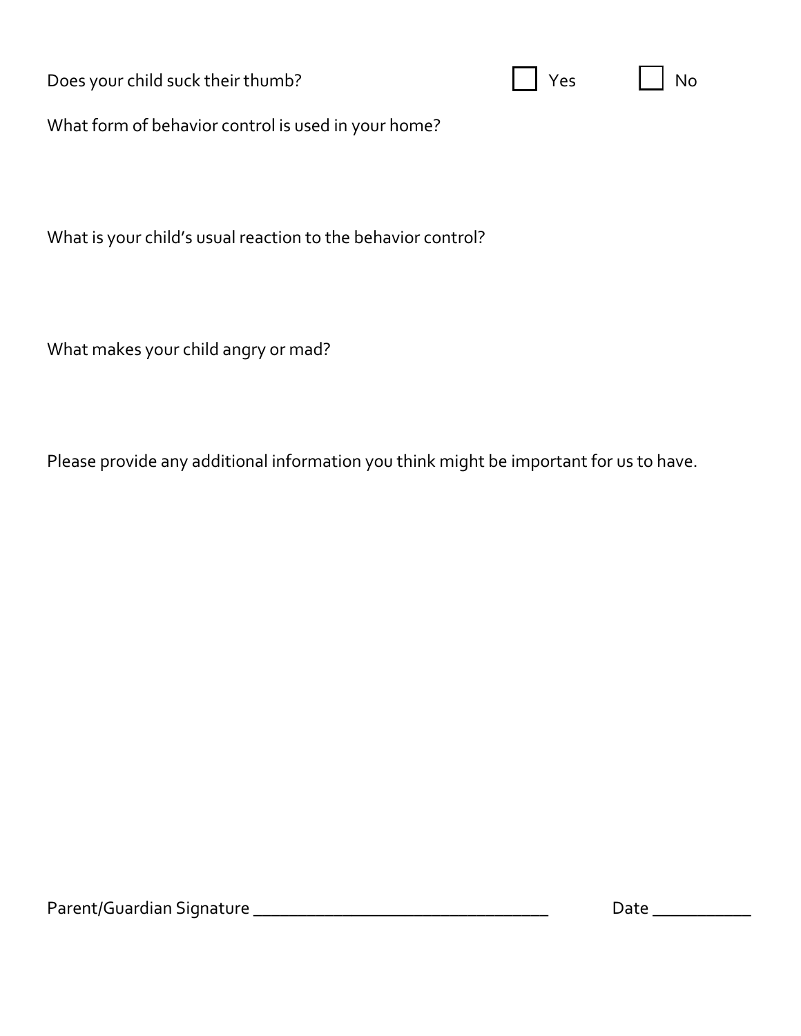Does your child suck their thumb? ☐ Yes ☐ No

What form of behavior control is used in your home?

What is your child's usual reaction to the behavior control?

What makes your child angry or mad?

Please provide any additional information you think might be important for us to have.

Parent/Guardian Signature ________________________________ Date __________